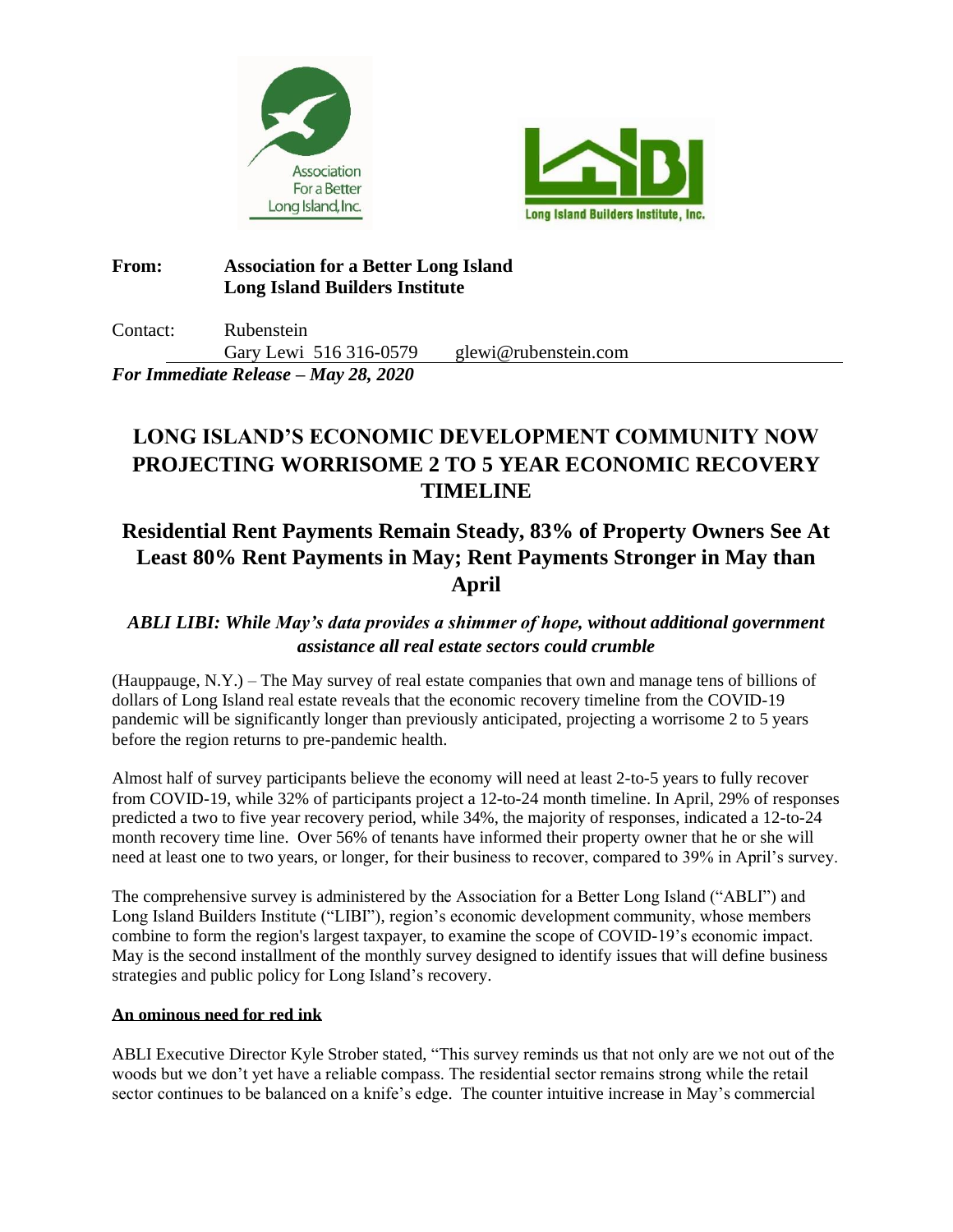**From:** **Association for a Better Long Island**
**Long Island Builders Institute**

Contact: Rubenstein
Gary Lewi 516 316-0579 glewi@rubenstein.com

***For Immediate Release – May 28, 2020***

# LONG ISLAND'S ECONOMIC DEVELOPMENT COMMUNITY NOW PROJECTING WORRISOME 2 TO 5 YEAR ECONOMIC RECOVERY TIMELINE

## Residential Rent Payments Remain Steady, 83% of Property Owners See At Least 80% Rent Payments in May; Rent Payments Stronger in May than April

***ABLI LIBI: While May's data provides a shimmer of hope, without additional government assistance all real estate sectors could crumble***

(Hauppauge, N.Y.) – The May survey of real estate companies that own and manage tens of billions of dollars of Long Island real estate reveals that the economic recovery timeline from the COVID-19 pandemic will be significantly longer than previously anticipated, projecting a worrisome 2 to 5 years before the region returns to pre-pandemic health.

Almost half of survey participants believe the economy will need at least 2-to-5 years to fully recover from COVID-19, while 32% of participants project a 12-to-24 month timeline. In April, 29% of responses predicted a two to five year recovery period, while 34%, the majority of responses, indicated a 12-to-24 month recovery time line. Over 56% of tenants have informed their property owner that he or she will need at least one to two years, or longer, for their business to recover, compared to 39% in April's survey.

The comprehensive survey is administered by the Association for a Better Long Island ("ABLI") and Long Island Builders Institute ("LIBI"), region's economic development community, whose members combine to form the region's largest taxpayer, to examine the scope of COVID-19's economic impact. May is the second installment of the monthly survey designed to identify issues that will define business strategies and public policy for Long Island's recovery.

**An ominous need for red ink**

ABLI Executive Director Kyle Strober stated, "This survey reminds us that not only are we not out of the woods but we don't yet have a reliable compass. The residential sector remains strong while the retail sector continues to be balanced on a knife's edge. The counter intuitive increase in May's commercial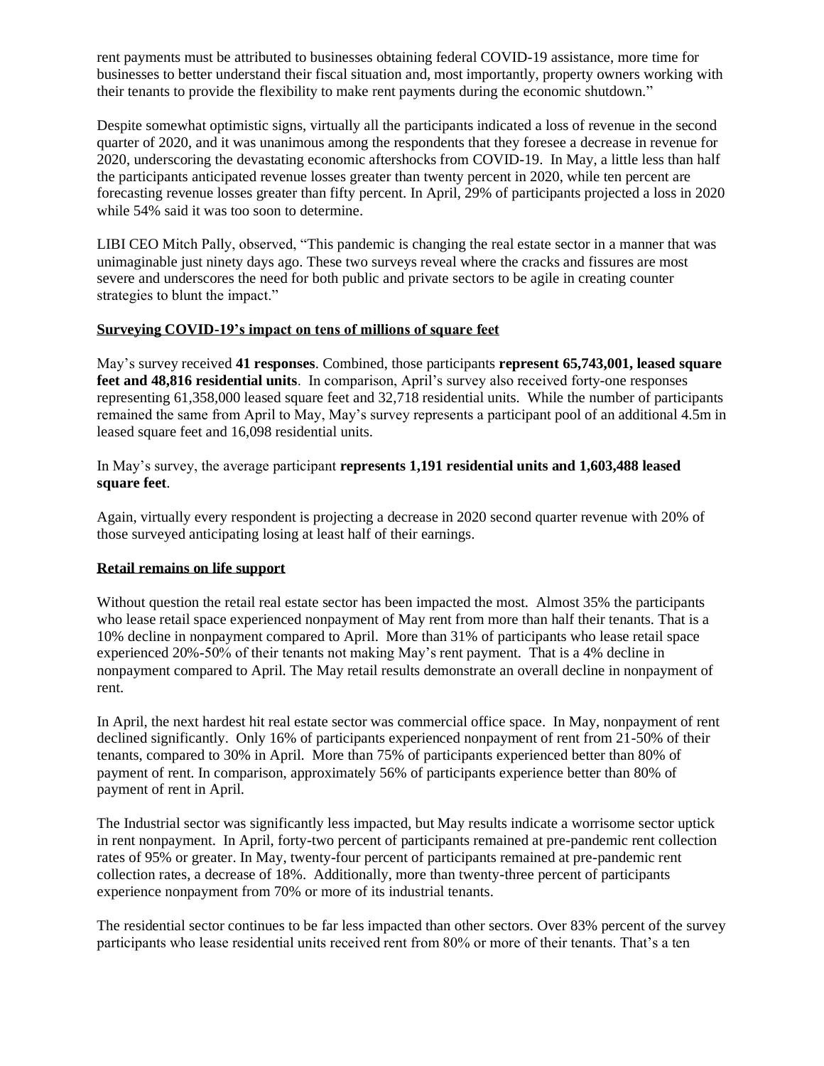rent payments must be attributed to businesses obtaining federal COVID-19 assistance, more time for businesses to better understand their fiscal situation and, most importantly, property owners working with their tenants to provide the flexibility to make rent payments during the economic shutdown."

Despite somewhat optimistic signs, virtually all the participants indicated a loss of revenue in the second quarter of 2020, and it was unanimous among the respondents that they foresee a decrease in revenue for 2020, underscoring the devastating economic aftershocks from COVID-19. In May, a little less than half the participants anticipated revenue losses greater than twenty percent in 2020, while ten percent are forecasting revenue losses greater than fifty percent. In April, 29% of participants projected a loss in 2020 while 54% said it was too soon to determine.

LIBI CEO Mitch Pally, observed, "This pandemic is changing the real estate sector in a manner that was unimaginable just ninety days ago. These two surveys reveal where the cracks and fissures are most severe and underscores the need for both public and private sectors to be agile in creating counter strategies to blunt the impact."

**Surveying COVID-19's impact on tens of millions of square feet**

May's survey received **41 responses**. Combined, those participants **represent 65,743,001, leased square feet and 48,816 residential units**. In comparison, April's survey also received forty-one responses representing 61,358,000 leased square feet and 32,718 residential units. While the number of participants remained the same from April to May, May's survey represents a participant pool of an additional 4.5m in leased square feet and 16,098 residential units.

In May's survey, the average participant **represents 1,191 residential units and 1,603,488 leased square feet**.

Again, virtually every respondent is projecting a decrease in 2020 second quarter revenue with 20% of those surveyed anticipating losing at least half of their earnings.

**Retail remains on life support**

Without question the retail real estate sector has been impacted the most. Almost 35% the participants who lease retail space experienced nonpayment of May rent from more than half their tenants. That is a 10% decline in nonpayment compared to April. More than 31% of participants who lease retail space experienced 20%-50% of their tenants not making May's rent payment. That is a 4% decline in nonpayment compared to April. The May retail results demonstrate an overall decline in nonpayment of rent.

In April, the next hardest hit real estate sector was commercial office space. In May, nonpayment of rent declined significantly. Only 16% of participants experienced nonpayment of rent from 21-50% of their tenants, compared to 30% in April. More than 75% of participants experienced better than 80% of payment of rent. In comparison, approximately 56% of participants experience better than 80% of payment of rent in April.

The Industrial sector was significantly less impacted, but May results indicate a worrisome sector uptick in rent nonpayment. In April, forty-two percent of participants remained at pre-pandemic rent collection rates of 95% or greater. In May, twenty-four percent of participants remained at pre-pandemic rent collection rates, a decrease of 18%. Additionally, more than twenty-three percent of participants experience nonpayment from 70% or more of its industrial tenants.

The residential sector continues to be far less impacted than other sectors. Over 83% percent of the survey participants who lease residential units received rent from 80% or more of their tenants. That's a ten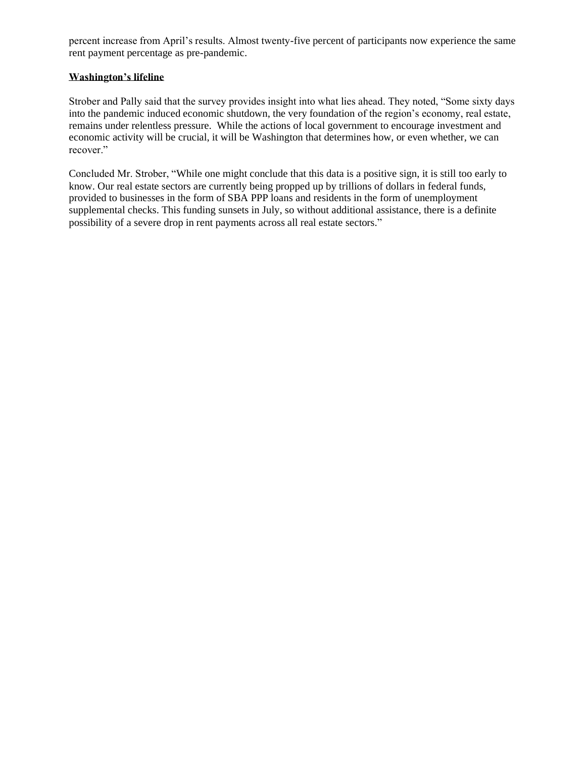percent increase from April's results. Almost twenty-five percent of participants now experience the same rent payment percentage as pre-pandemic.

**Washington's lifeline**

Strober and Pally said that the survey provides insight into what lies ahead. They noted, "Some sixty days into the pandemic induced economic shutdown, the very foundation of the region's economy, real estate, remains under relentless pressure. While the actions of local government to encourage investment and economic activity will be crucial, it will be Washington that determines how, or even whether, we can recover."

Concluded Mr. Strober, "While one might conclude that this data is a positive sign, it is still too early to know. Our real estate sectors are currently being propped up by trillions of dollars in federal funds, provided to businesses in the form of SBA PPP loans and residents in the form of unemployment supplemental checks. This funding sunsets in July, so without additional assistance, there is a definite possibility of a severe drop in rent payments across all real estate sectors."